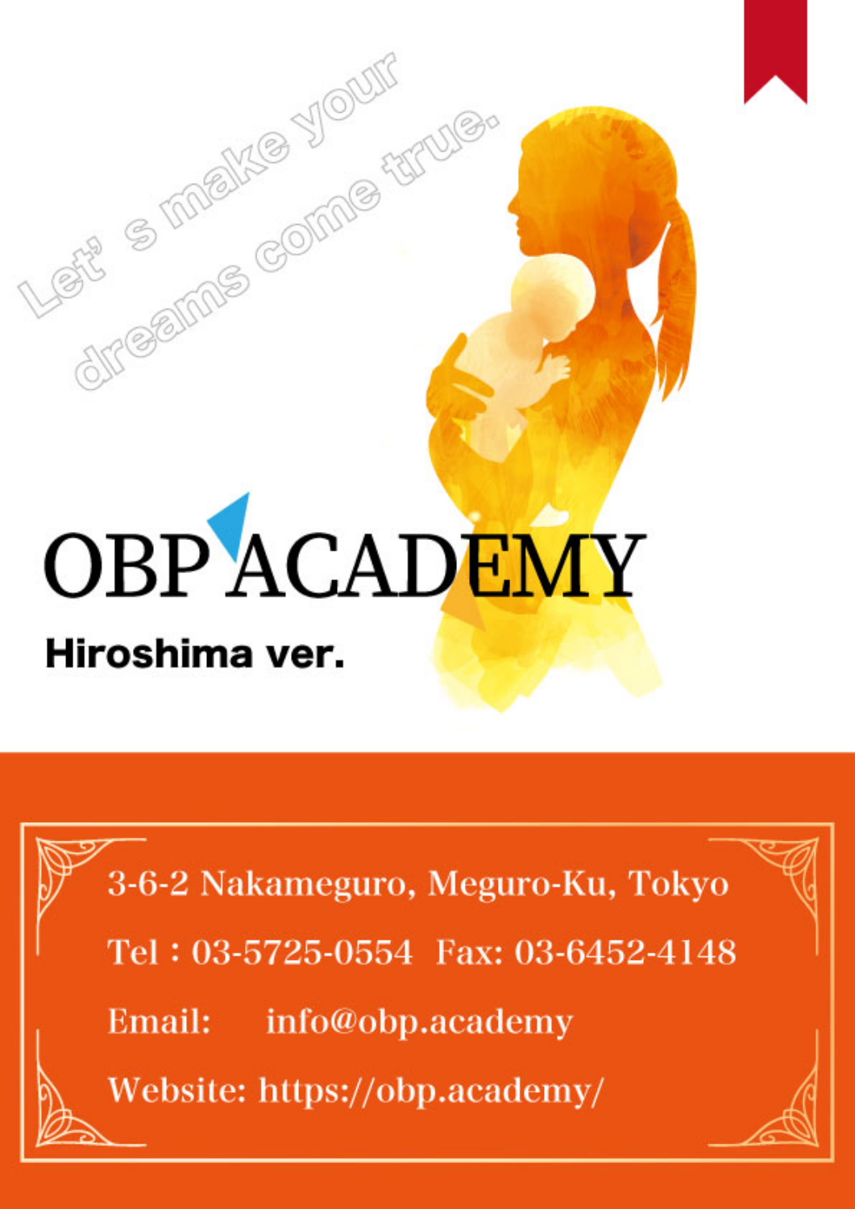Let' s make your dreams come true.

# OBP ACADEMY

## Hiroshima ver.

3-6-2 Nakameguro, Meguro-Ku, Tokyo

Tel : 03-5725-0554 Fax: 03-6452-4148

Email: info@obp.academy

Website: https://obp.academy/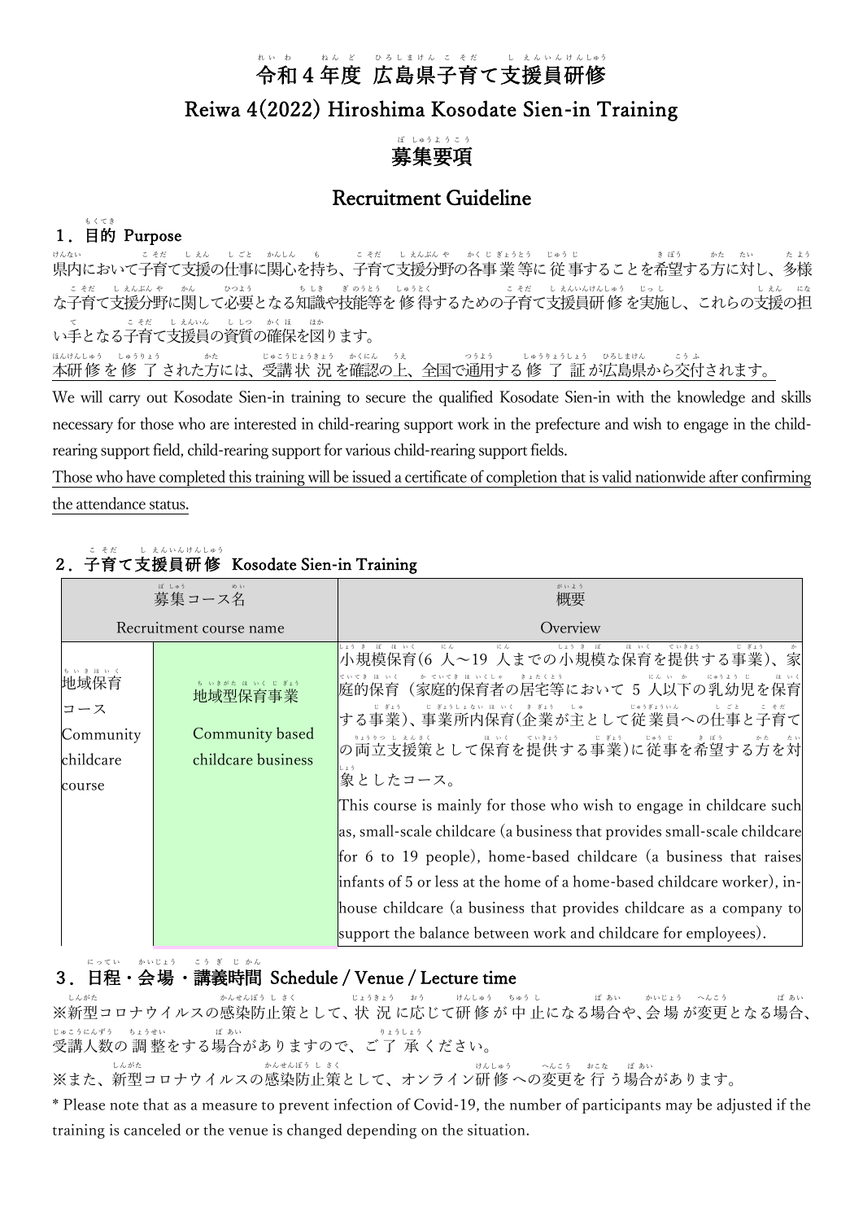# 令和４年度 広島県子育て支援員研修

## Reiwa 4(2022) Hiroshima Kosodate Sien-in Training

# 募集要項

## Recruitment Guideline

### １．目的 Purpose

県内において子育て支援の仕事に関心を持ち、子育て支援分野の各事業等に従事することを希望する方に対し、多様な子育て支援分野に関して必要となる知識や技能等を修得するための子育て支援員研修を実施し、これらの支援の担い手となる子育て支援員の資質の確保を図ります。

本研修を修了された方には、受講状況を確認の上、全国で通用する修了証が広島県から交付されます。

We will carry out Kosodate Sien-in training to secure the qualified Kosodate Sien-in with the knowledge and skills necessary for those who are interested in child-rearing support work in the prefecture and wish to engage in the child-rearing support field, child-rearing support for various child-rearing support fields.

Those who have completed this training will be issued a certificate of completion that is valid nationwide after confirming the attendance status.

### ２．子育て支援員研修 Kosodate Sien-in Training

| 募集コース名 Recruitment course name | | 概要 Overview |
|---|---|---|
| 地域保育コース Community childcare course | 地域型保育事業 Community based childcare business | 小規模保育(6 人～19 人までの小規模な保育を提供する事業)、家庭的保育（家庭的保育者の居宅等において 5 人以下の乳幼児を保育する事業）、事業所内保育(企業が主として従業員への仕事と子育ての両立支援策として保育を提供する事業)に従事を希望する方を対象としたコース。<br>This course is mainly for those who wish to engage in childcare such as, small-scale childcare (a business that provides small-scale childcare for 6 to 19 people), home-based childcare (a business that raises infants of 5 or less at the home of a home-based childcare worker), in-house childcare (a business that provides childcare as a company to support the balance between work and childcare for employees). |

### ３．日程・会場・講義時間 Schedule / Venue / Lecture time

※新型コロナウイルスの感染防止策として、状況に応じて研修が中止になる場合や、会場が変更となる場合、受講人数の調整をする場合がありますので、ご了承ください。

※また、新型コロナウイルスの感染防止策として、オンライン研修への変更を行う場合があります。

* Please note that as a measure to prevent infection of Covid-19, the number of participants may be adjusted if the training is canceled or the venue is changed depending on the situation.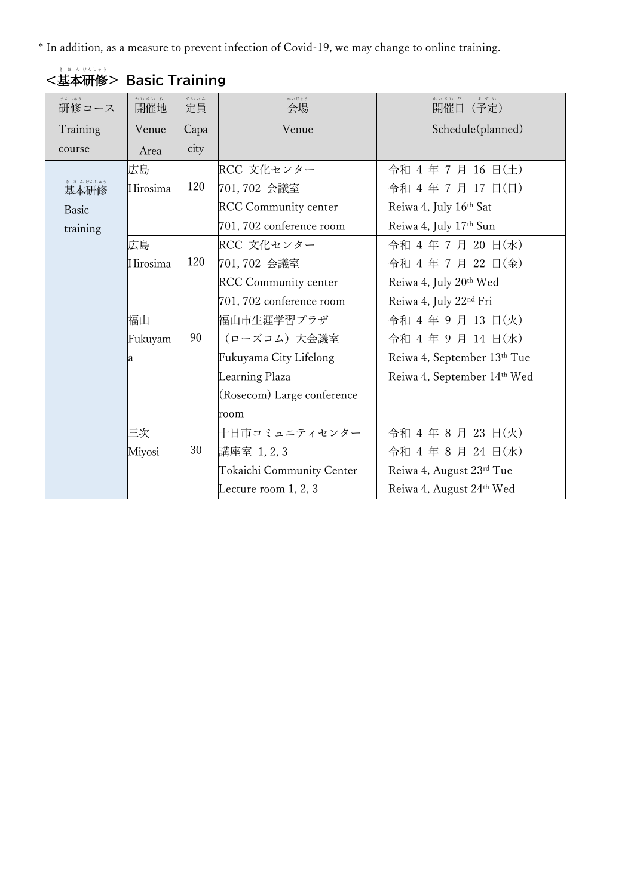* In addition, as a measure to prevent infection of Covid-19, we may change to online training.

## ＜基本研修＞ Basic Training

| 研修コース Training course | 開催地 Venue Area | 定員 Capacity | 会場 Venue | 開催日（予定） Schedule(planned) |
|---|---|---|---|---|
| 基本研修 Basic training | 広島 Hirosima | 120 | RCC 文化センター 701, 702 会議室 RCC Community center 701, 702 conference room | 令和 4 年 7 月 16 日(土) 令和 4 年 7 月 17 日(日) Reiwa 4, July 16th Sat Reiwa 4, July 17th Sun |
| | 広島 Hirosima | 120 | RCC 文化センター 701, 702 会議室 RCC Community center 701, 702 conference room | 令和 4 年 7 月 20 日(水) 令和 4 年 7 月 22 日(金) Reiwa 4, July 20th Wed Reiwa 4, July 22nd Fri |
| | 福山 Fukuyama | 90 | 福山市生涯学習プラザ（ローズコム）大会議室 Fukuyama City Lifelong Learning Plaza (Rosecom) Large conference room | 令和 4 年 9 月 13 日(火) 令和 4 年 9 月 14 日(水) Reiwa 4, September 13th Tue Reiwa 4, September 14th Wed |
| | 三次 Miyosi | 30 | 十日市コミュニティセンター 講座室 1, 2, 3 Tokaichi Community Center Lecture room 1, 2, 3 | 令和 4 年 8 月 23 日(火) 令和 4 年 8 月 24 日(水) Reiwa 4, August 23rd Tue Reiwa 4, August 24th Wed |